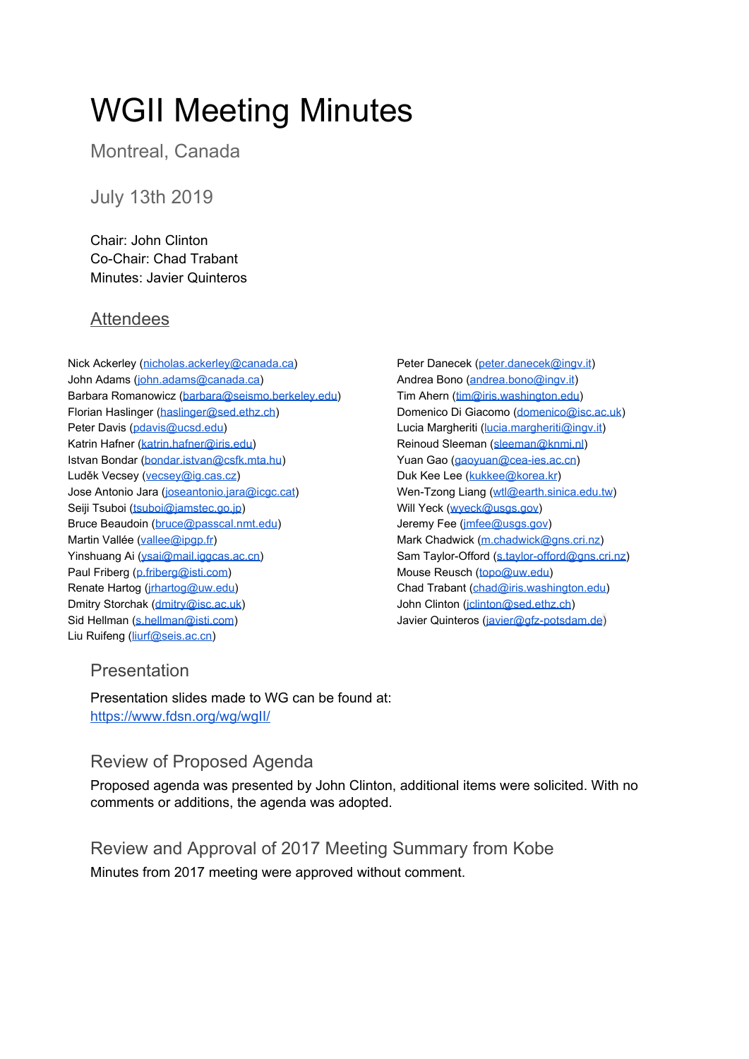# WGII Meeting Minutes

Montreal, Canada

July 13th 2019

Chair: John Clinton
Co-Chair: Chad Trabant
Minutes: Javier Quinteros

## Attendees

Nick Ackerley (nicholas.ackerley@canada.ca)
John Adams (john.adams@canada.ca)
Barbara Romanowicz (barbara@seismo.berkeley.edu)
Florian Haslinger (haslinger@sed.ethz.ch)
Peter Davis (pdavis@ucsd.edu)
Katrin Hafner (katrin.hafner@iris.edu)
Istvan Bondar (bondar.istvan@csfk.mta.hu)
Luděk Vecsey (vecsey@ig.cas.cz)
Jose Antonio Jara (joseantonio.jara@icgc.cat)
Seiji Tsuboi (tsuboi@jamstec.go.jp)
Bruce Beaudoin (bruce@passcal.nmt.edu)
Martin Vallée (vallee@ipgp.fr)
Yinshuang Ai (ysai@mail.iggcas.ac.cn)
Paul Friberg (p.friberg@isti.com)
Renate Hartog (jrhartog@uw.edu)
Dmitry Storchak (dmitry@isc.ac.uk)
Sid Hellman (s.hellman@isti.com)
Liu Ruifeng (liurf@seis.ac.cn)
Peter Danecek (peter.danecek@ingv.it)
Andrea Bono (andrea.bono@ingv.it)
Tim Ahern (tim@iris.washington.edu)
Domenico Di Giacomo (domenico@isc.ac.uk)
Lucia Margheriti (lucia.margheriti@ingv.it)
Reinoud Sleeman (sleeman@knmi.nl)
Yuan Gao (gaoyuan@cea-ies.ac.cn)
Duk Kee Lee (kukkee@korea.kr)
Wen-Tzong Liang (wtl@earth.sinica.edu.tw)
Will Yeck (wyeck@usgs.gov)
Jeremy Fee (jmfee@usgs.gov)
Mark Chadwick (m.chadwick@gns.cri.nz)
Sam Taylor-Offord (s.taylor-offord@gns.cri.nz)
Mouse Reusch (topo@uw.edu)
Chad Trabant (chad@iris.washington.edu)
John Clinton (jclinton@sed.ethz.ch)
Javier Quinteros (javier@gfz-potsdam.de)

## Presentation

Presentation slides made to WG can be found at:
https://www.fdsn.org/wg/wgII/

## Review of Proposed Agenda

Proposed agenda was presented by John Clinton, additional items were solicited. With no comments or additions, the agenda was adopted.

## Review and Approval of 2017 Meeting Summary from Kobe

Minutes from 2017 meeting were approved without comment.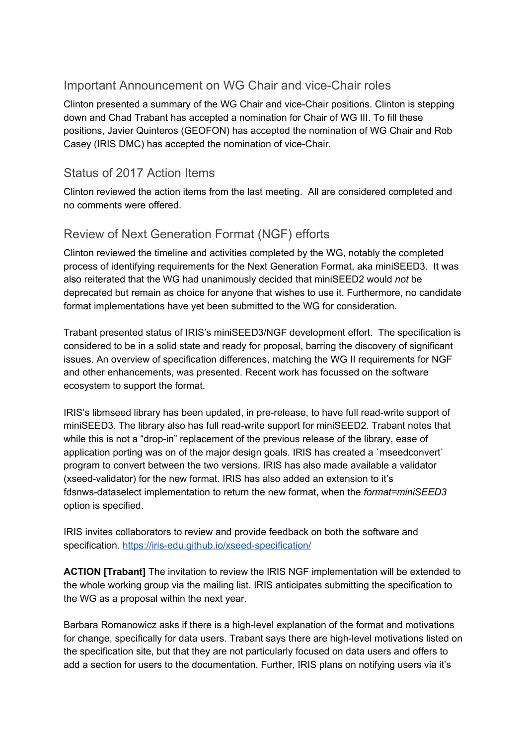## Important Announcement on WG Chair and vice-Chair roles

Clinton presented a summary of the WG Chair and vice-Chair positions. Clinton is stepping down and Chad Trabant has accepted a nomination for Chair of WG III. To fill these positions, Javier Quinteros (GEOFON) has accepted the nomination of WG Chair and Rob Casey (IRIS DMC) has accepted the nomination of vice-Chair.

## Status of 2017 Action Items

Clinton reviewed the action items from the last meeting. All are considered completed and no comments were offered.

## Review of Next Generation Format (NGF) efforts

Clinton reviewed the timeline and activities completed by the WG, notably the completed process of identifying requirements for the Next Generation Format, aka miniSEED3. It was also reiterated that the WG had unanimously decided that miniSEED2 would *not* be deprecated but remain as choice for anyone that wishes to use it. Furthermore, no candidate format implementations have yet been submitted to the WG for consideration.

Trabant presented status of IRIS's miniSEED3/NGF development effort. The specification is considered to be in a solid state and ready for proposal, barring the discovery of significant issues. An overview of specification differences, matching the WG II requirements for NGF and other enhancements, was presented. Recent work has focussed on the software ecosystem to support the format.

IRIS's libmseed library has been updated, in pre-release, to have full read-write support of miniSEED3. The library also has full read-write support for miniSEED2. Trabant notes that while this is not a "drop-in" replacement of the previous release of the library, ease of application porting was on of the major design goals. IRIS has created a `mseedconvert` program to convert between the two versions. IRIS has also made available a validator (xseed-validator) for the new format. IRIS has also added an extension to it's fdsnws-dataselect implementation to return the new format, when the *format=miniSEED3* option is specified.

IRIS invites collaborators to review and provide feedback on both the software and specification. https://iris-edu.github.io/xseed-specification/

**ACTION [Trabant]** The invitation to review the IRIS NGF implementation will be extended to the whole working group via the mailing list. IRIS anticipates submitting the specification to the WG as a proposal within the next year.

Barbara Romanowicz asks if there is a high-level explanation of the format and motivations for change, specifically for data users. Trabant says there are high-level motivations listed on the specification site, but that they are not particularly focused on data users and offers to add a section for users to the documentation. Further, IRIS plans on notifying users via it's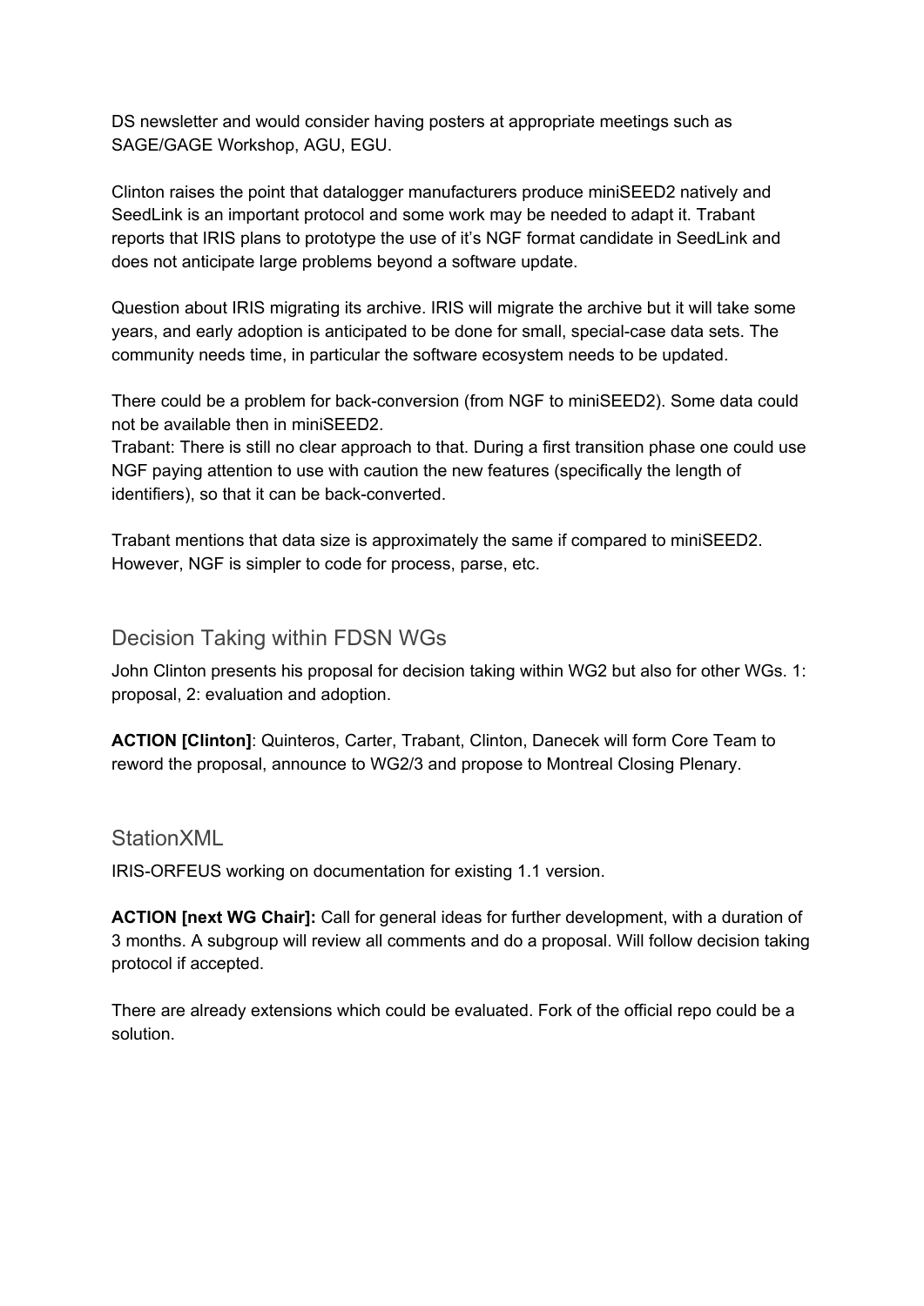DS newsletter and would consider having posters at appropriate meetings such as SAGE/GAGE Workshop, AGU, EGU.

Clinton raises the point that datalogger manufacturers produce miniSEED2 natively and SeedLink is an important protocol and some work may be needed to adapt it. Trabant reports that IRIS plans to prototype the use of it's NGF format candidate in SeedLink and does not anticipate large problems beyond a software update.

Question about IRIS migrating its archive. IRIS will migrate the archive but it will take some years, and early adoption is anticipated to be done for small, special-case data sets. The community needs time, in particular the software ecosystem needs to be updated.

There could be a problem for back-conversion (from NGF to miniSEED2). Some data could not be available then in miniSEED2.
Trabant: There is still no clear approach to that. During a first transition phase one could use NGF paying attention to use with caution the new features (specifically the length of identifiers), so that it can be back-converted.

Trabant mentions that data size is approximately the same if compared to miniSEED2. However, NGF is simpler to code for process, parse, etc.

## Decision Taking within FDSN WGs

John Clinton presents his proposal for decision taking within WG2 but also for other WGs. 1: proposal, 2: evaluation and adoption.

**ACTION [Clinton]**: Quinteros, Carter, Trabant, Clinton, Danecek will form Core Team to reword the proposal, announce to WG2/3 and propose to Montreal Closing Plenary.

## StationXML

IRIS-ORFEUS working on documentation for existing 1.1 version.

**ACTION [next WG Chair]:** Call for general ideas for further development, with a duration of 3 months. A subgroup will review all comments and do a proposal. Will follow decision taking protocol if accepted.

There are already extensions which could be evaluated. Fork of the official repo could be a solution.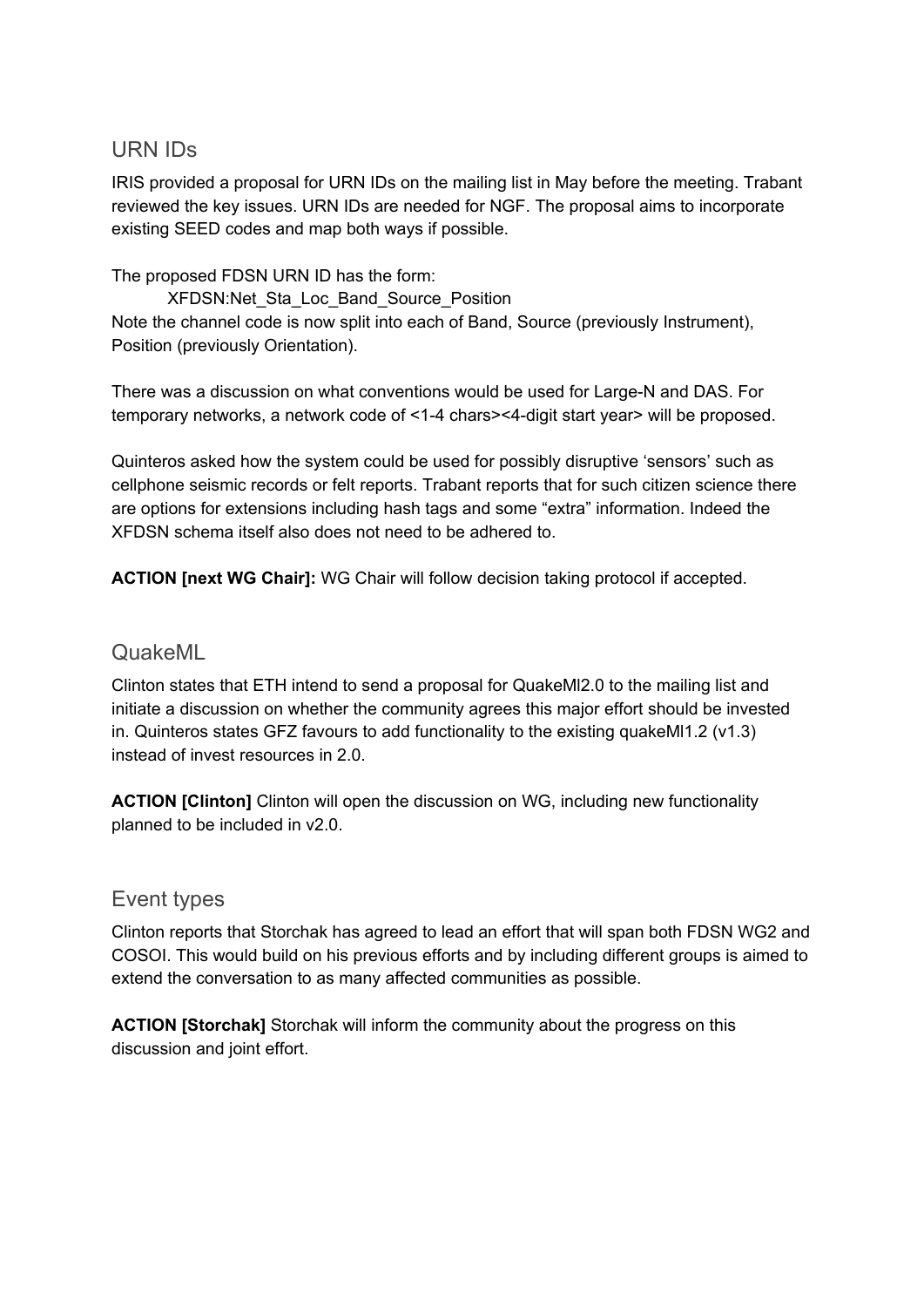## URN IDs

IRIS provided a proposal for URN IDs on the mailing list in May before the meeting. Trabant reviewed the key issues. URN IDs are needed for NGF. The proposal aims to incorporate existing SEED codes and map both ways if possible.

The proposed FDSN URN ID has the form:

    XFDSN:Net_Sta_Loc_Band_Source_Position

Note the channel code is now split into each of Band, Source (previously Instrument), Position (previously Orientation).

There was a discussion on what conventions would be used for Large-N and DAS. For temporary networks, a network code of <1-4 chars><4-digit start year> will be proposed.

Quinteros asked how the system could be used for possibly disruptive 'sensors' such as cellphone seismic records or felt reports. Trabant reports that for such citizen science there are options for extensions including hash tags and some "extra" information. Indeed the XFDSN schema itself also does not need to be adhered to.

**ACTION [next WG Chair]:** WG Chair will follow decision taking protocol if accepted.

## QuakeML

Clinton states that ETH intend to send a proposal for QuakeMl2.0 to the mailing list and initiate a discussion on whether the community agrees this major effort should be invested in. Quinteros states GFZ favours to add functionality to the existing quakeMl1.2 (v1.3) instead of invest resources in 2.0.

**ACTION [Clinton]** Clinton will open the discussion on WG, including new functionality planned to be included in v2.0.

## Event types

Clinton reports that Storchak has agreed to lead an effort that will span both FDSN WG2 and COSOI. This would build on his previous efforts and by including different groups is aimed to extend the conversation to as many affected communities as possible.

**ACTION [Storchak]** Storchak will inform the community about the progress on this discussion and joint effort.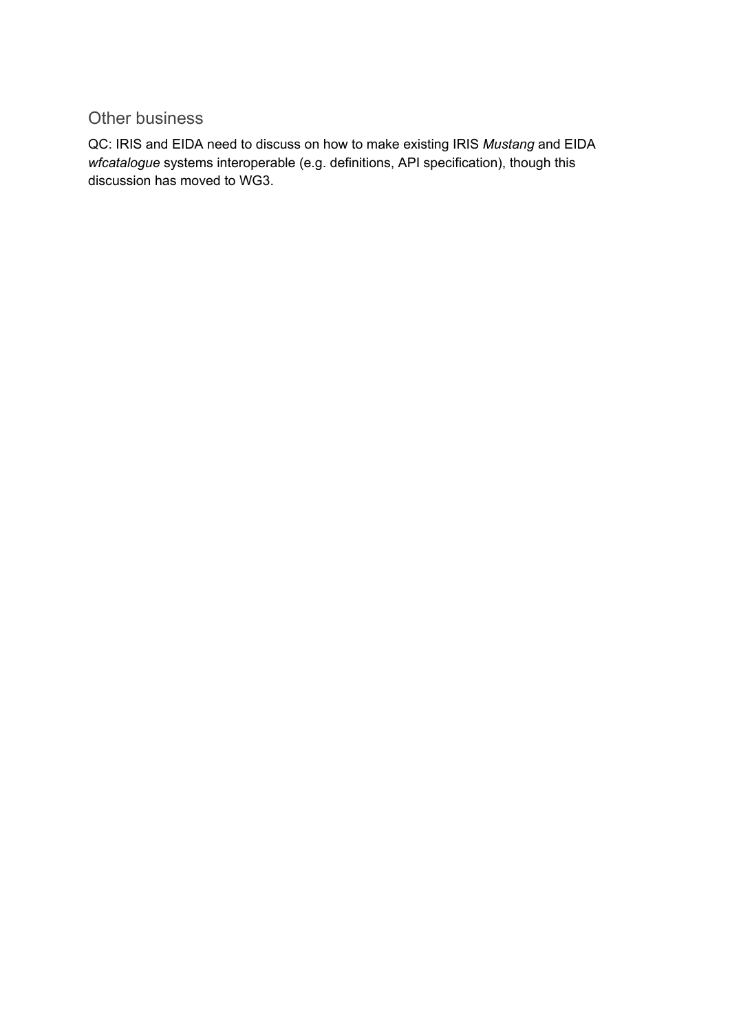## Other business

QC: IRIS and EIDA need to discuss on how to make existing IRIS *Mustang* and EIDA *wfcatalogue* systems interoperable (e.g. definitions, API specification), though this discussion has moved to WG3.